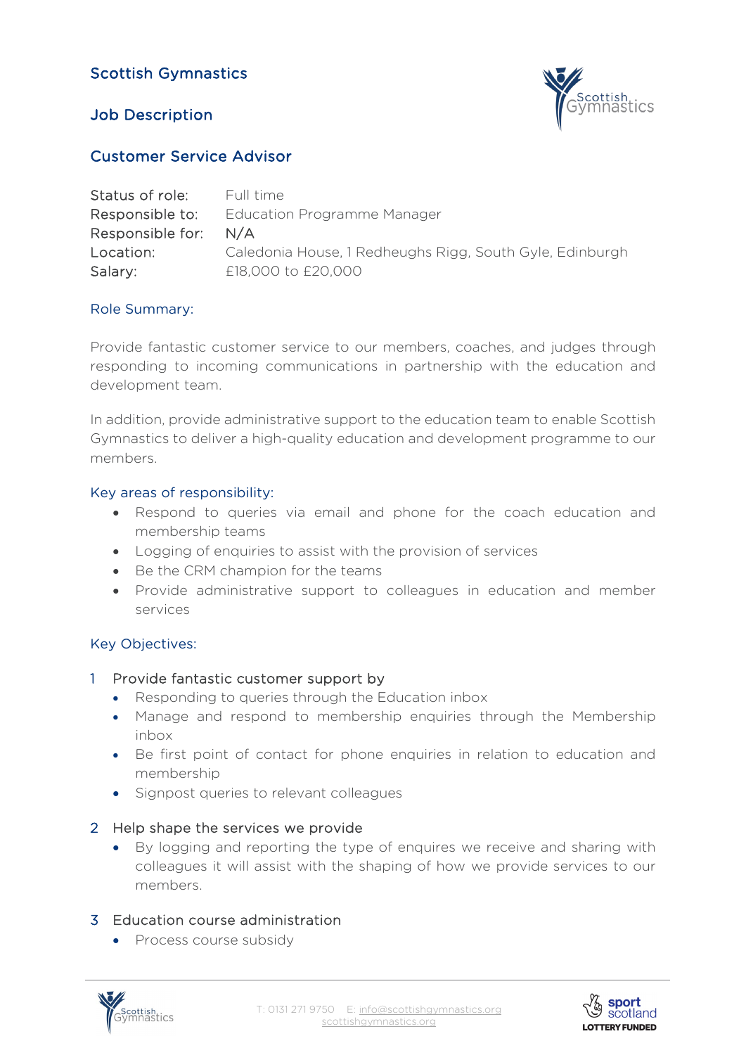# Scottish Gymnastics

## Job Description

## Customer Service Advisor

| | |
|---|---|
| Status of role: | Full time |
| Responsible to: | Education Programme Manager |
| Responsible for: | N/A |
| Location: | Caledonia House, 1 Redheughs Rigg, South Gyle, Edinburgh |
| Salary: | £18,000 to £20,000 |

### Role Summary:

Provide fantastic customer service to our members, coaches, and judges through responding to incoming communications in partnership with the education and development team.

In addition, provide administrative support to the education team to enable Scottish Gymnastics to deliver a high-quality education and development programme to our members.

### Key areas of responsibility:

- Respond to queries via email and phone for the coach education and membership teams
- Logging of enquiries to assist with the provision of services
- Be the CRM champion for the teams
- Provide administrative support to colleagues in education and member services

### Key Objectives:

1. Provide fantastic customer support by
   - Responding to queries through the Education inbox
   - Manage and respond to membership enquiries through the Membership inbox
   - Be first point of contact for phone enquiries in relation to education and membership
   - Signpost queries to relevant colleagues

2. Help shape the services we provide
   - By logging and reporting the type of enquires we receive and sharing with colleagues it will assist with the shaping of how we provide services to our members.

3. Education course administration
   - Process course subsidy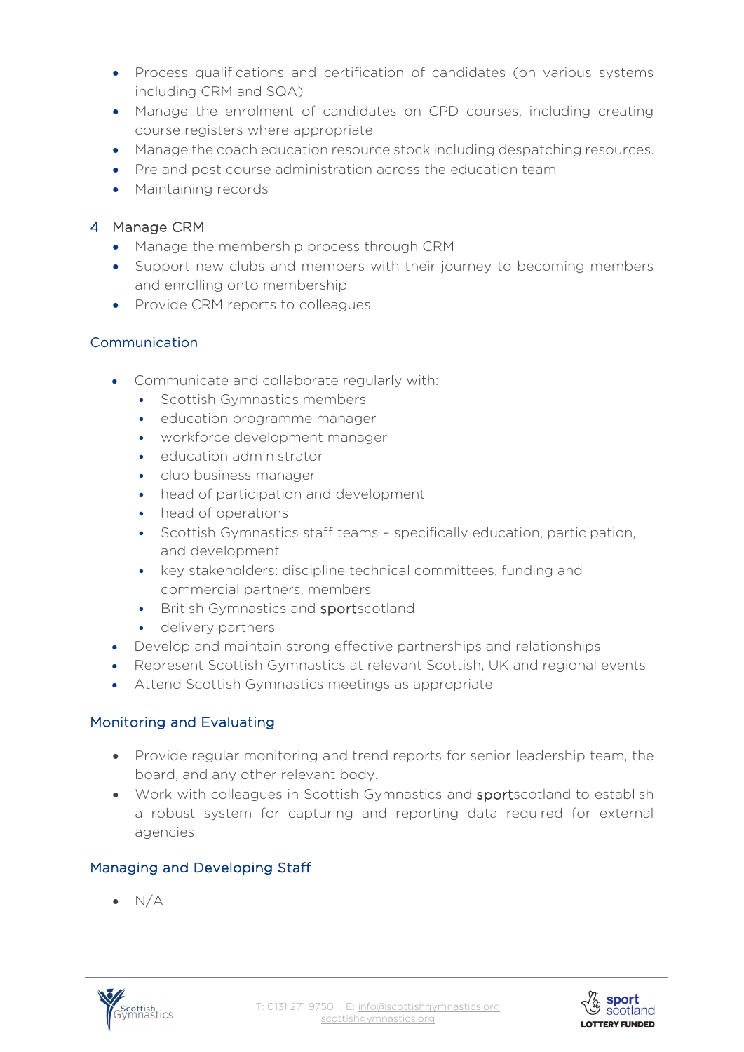- Process qualifications and certification of candidates (on various systems including CRM and SQA)
- Manage the enrolment of candidates on CPD courses, including creating course registers where appropriate
- Manage the coach education resource stock including despatching resources.
- Pre and post course administration across the education team
- Maintaining records

4 Manage CRM

- Manage the membership process through CRM
- Support new clubs and members with their journey to becoming members and enrolling onto membership.
- Provide CRM reports to colleagues

## Communication

- Communicate and collaborate regularly with:
  - Scottish Gymnastics members
  - education programme manager
  - workforce development manager
  - education administrator
  - club business manager
  - head of participation and development
  - head of operations
  - Scottish Gymnastics staff teams – specifically education, participation, and development
  - key stakeholders: discipline technical committees, funding and commercial partners, members
  - British Gymnastics and **sport**scotland
  - delivery partners
- Develop and maintain strong effective partnerships and relationships
- Represent Scottish Gymnastics at relevant Scottish, UK and regional events
- Attend Scottish Gymnastics meetings as appropriate

## Monitoring and Evaluating

- Provide regular monitoring and trend reports for senior leadership team, the board, and any other relevant body.
- Work with colleagues in Scottish Gymnastics and **sport**scotland to establish a robust system for capturing and reporting data required for external agencies.

## Managing and Developing Staff

- N/A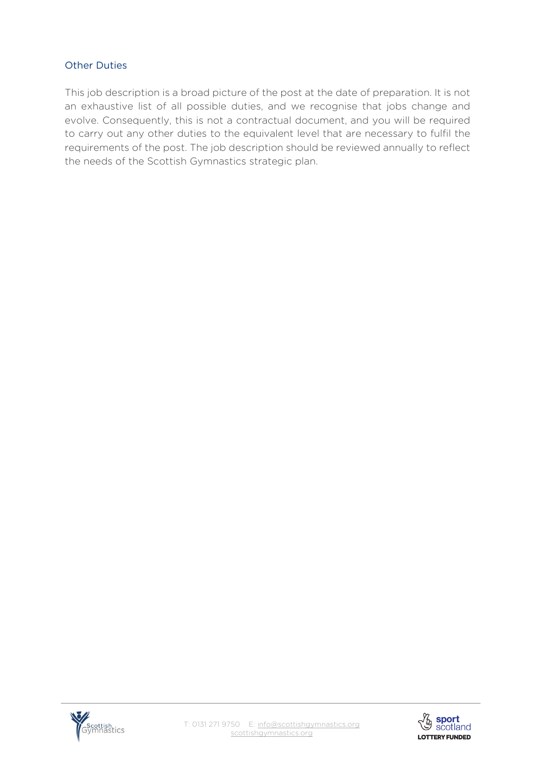## Other Duties

This job description is a broad picture of the post at the date of preparation. It is not an exhaustive list of all possible duties, and we recognise that jobs change and evolve. Consequently, this is not a contractual document, and you will be required to carry out any other duties to the equivalent level that are necessary to fulfil the requirements of the post. The job description should be reviewed annually to reflect the needs of the Scottish Gymnastics strategic plan.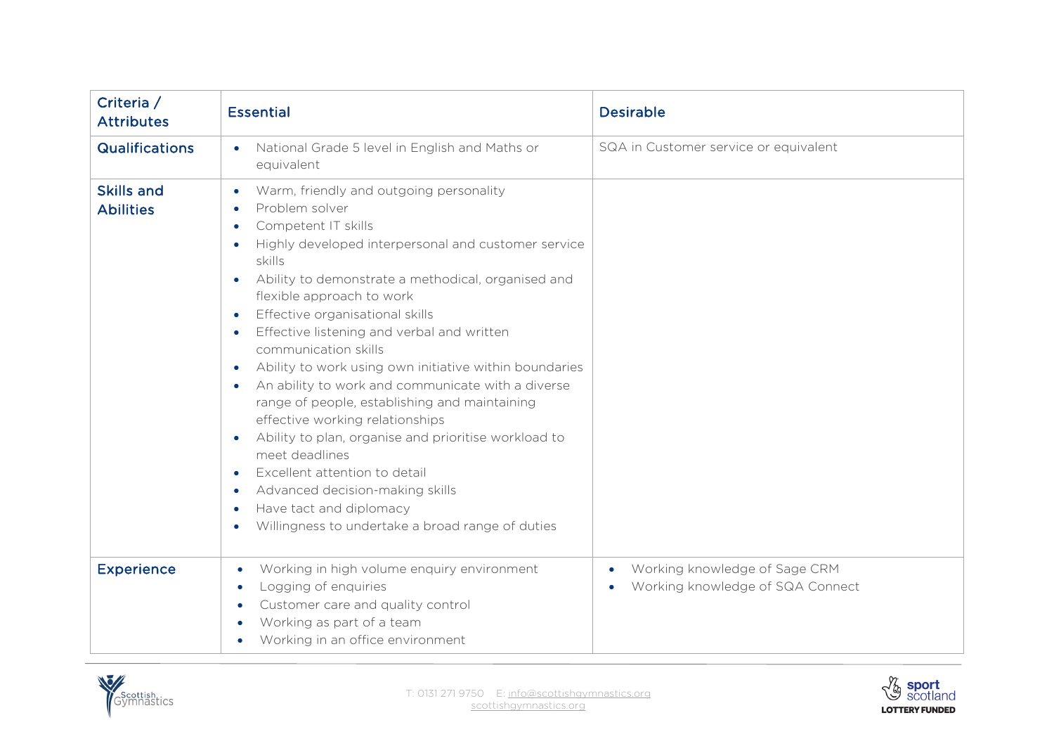| Criteria / Attributes | Essential | Desirable |
| --- | --- | --- |
| **Qualifications** | • National Grade 5 level in English and Maths or equivalent | SQA in Customer service or equivalent |
| **Skills and Abilities** | • Warm, friendly and outgoing personality<br>• Problem solver<br>• Competent IT skills<br>• Highly developed interpersonal and customer service skills<br>• Ability to demonstrate a methodical, organised and flexible approach to work<br>• Effective organisational skills<br>• Effective listening and verbal and written communication skills<br>• Ability to work using own initiative within boundaries<br>• An ability to work and communicate with a diverse range of people, establishing and maintaining effective working relationships<br>• Ability to plan, organise and prioritise workload to meet deadlines<br>• Excellent attention to detail<br>• Advanced decision-making skills<br>• Have tact and diplomacy<br>• Willingness to undertake a broad range of duties | |
| **Experience** | • Working in high volume enquiry environment<br>• Logging of enquiries<br>• Customer care and quality control<br>• Working as part of a team<br>• Working in an office environment | • Working knowledge of Sage CRM<br>• Working knowledge of SQA Connect |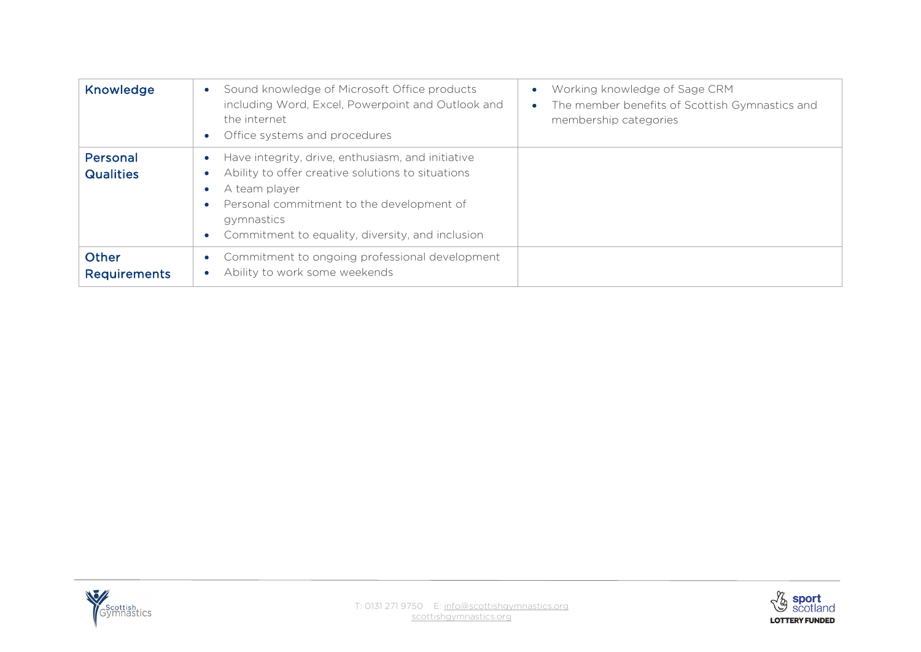| | | |
|---|---|---|
| **Knowledge** | • Sound knowledge of Microsoft Office products including Word, Excel, Powerpoint and Outlook and the internet<br>• Office systems and procedures | • Working knowledge of Sage CRM<br>• The member benefits of Scottish Gymnastics and membership categories |
| **Personal Qualities** | • Have integrity, drive, enthusiasm, and initiative<br>• Ability to offer creative solutions to situations<br>• A team player<br>• Personal commitment to the development of gymnastics<br>• Commitment to equality, diversity, and inclusion | |
| **Other Requirements** | • Commitment to ongoing professional development<br>• Ability to work some weekends | |